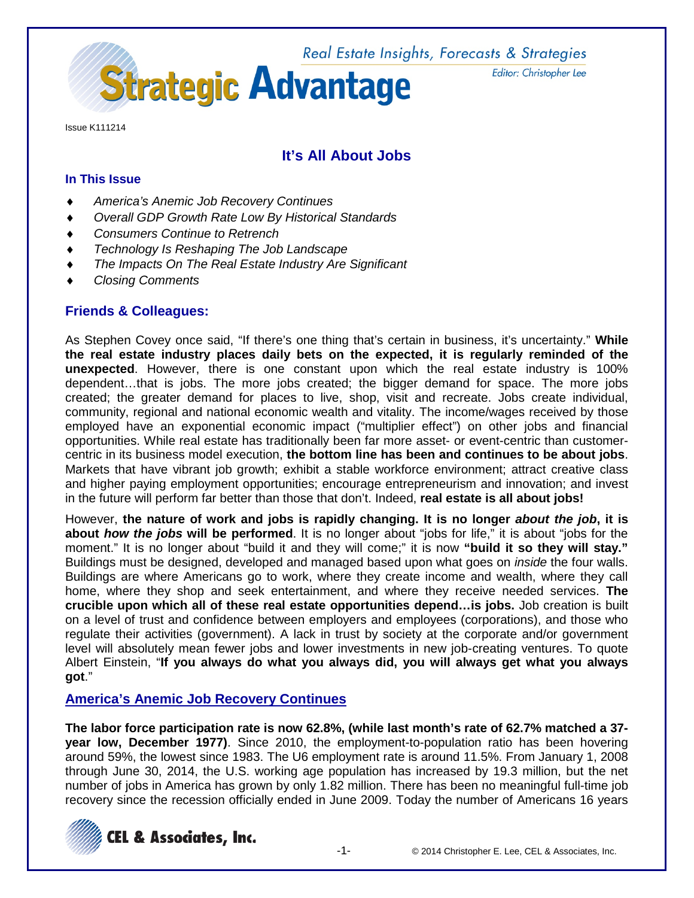Real Estate Insights, Forecasts & Strategies

# Strategic Advantage

Editor: Christopher Lee

Issue K111214

## It's All About Jobs

### In This Issue

- *America's Anemic Job Recovery Continues*
- *Overall GDP Growth Rate Low By Historical Standards*
- *Consumers Continue to Retrench*
- *Technology Is Reshaping The Job Landscape*
- *The Impacts On The Real Estate Industry Are Significant*
- *Closing Comments*

### Friends & Colleagues:

As Stephen Covey once said, "If there's one thing that's certain in business, it's uncertainty." **While the real estate industry places daily bets on the expected, it is regularly reminded of the unexpected**. However, there is one constant upon which the real estate industry is 100% dependent…that is jobs. The more jobs created; the bigger demand for space. The more jobs created; the greater demand for places to live, shop, visit and recreate. Jobs create individual, community, regional and national economic wealth and vitality. The income/wages received by those employed have an exponential economic impact ("multiplier effect") on other jobs and financial opportunities. While real estate has traditionally been far more asset- or event-centric than customer-centric in its business model execution, **the bottom line has been and continues to be about jobs**. Markets that have vibrant job growth; exhibit a stable workforce environment; attract creative class and higher paying employment opportunities; encourage entrepreneurism and innovation; and invest in the future will perform far better than those that don't. Indeed, **real estate is all about jobs!**

However, **the nature of work and jobs is rapidly changing. It is no longer *about the job*, it is about *how the jobs* will be performed**. It is no longer about "jobs for life," it is about "jobs for the moment." It is no longer about "build it and they will come;" it is now **"build it so they will stay."** Buildings must be designed, developed and managed based upon what goes on *inside* the four walls. Buildings are where Americans go to work, where they create income and wealth, where they call home, where they shop and seek entertainment, and where they receive needed services. **The crucible upon which all of these real estate opportunities depend…is jobs.** Job creation is built on a level of trust and confidence between employers and employees (corporations), and those who regulate their activities (government). A lack in trust by society at the corporate and/or government level will absolutely mean fewer jobs and lower investments in new job-creating ventures. To quote Albert Einstein, "**If you always do what you always did, you will always get what you always got**."

### America's Anemic Job Recovery Continues

**The labor force participation rate is now 62.8%, (while last month's rate of 62.7% matched a 37-year low, December 1977)**. Since 2010, the employment-to-population ratio has been hovering around 59%, the lowest since 1983. The U6 employment rate is around 11.5%. From January 1, 2008 through June 30, 2014, the U.S. working age population has increased by 19.3 million, but the net number of jobs in America has grown by only 1.82 million. There has been no meaningful full-time job recovery since the recession officially ended in June 2009. Today the number of Americans 16 years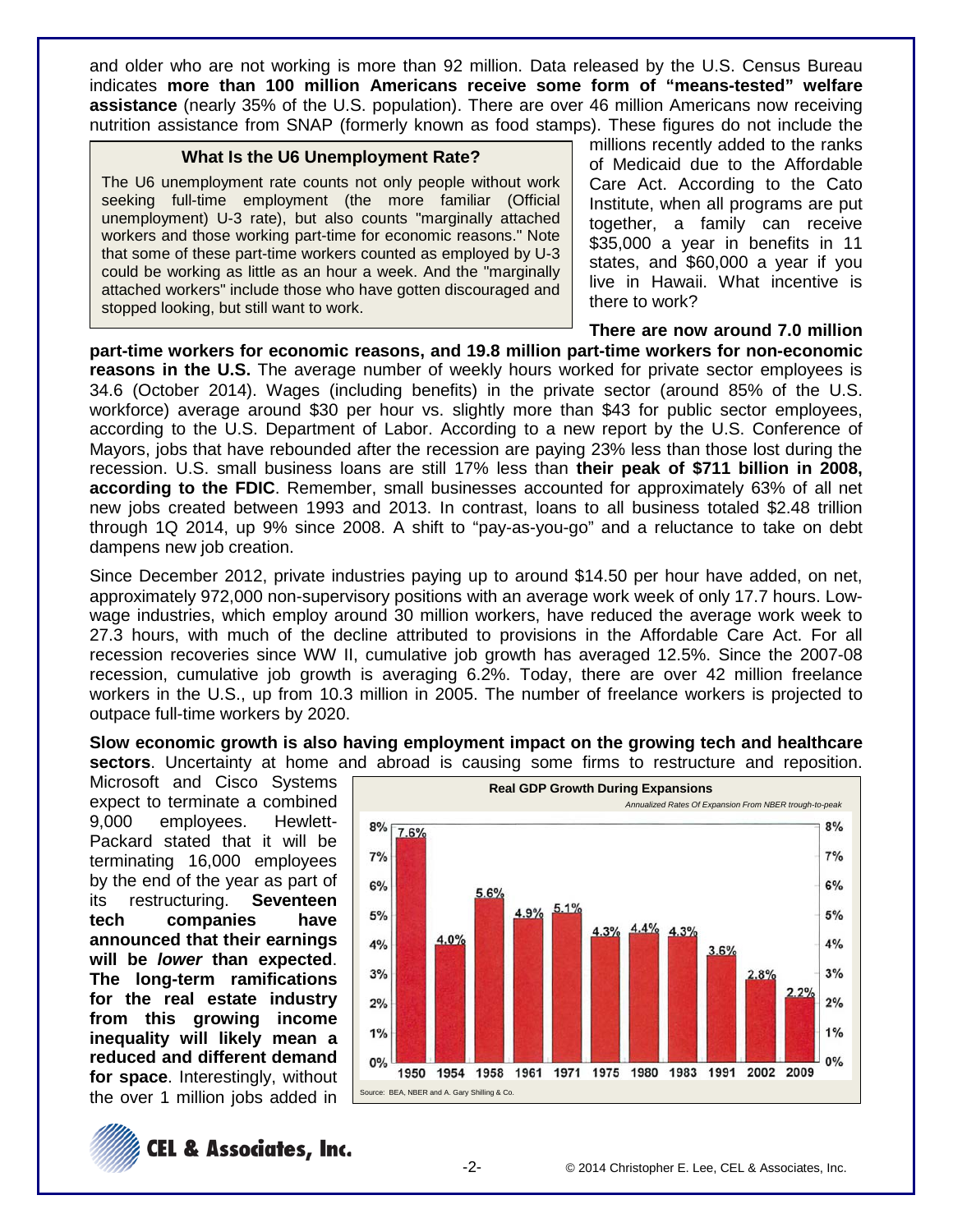and older who are not working is more than 92 million. Data released by the U.S. Census Bureau indicates **more than 100 million Americans receive some form of "means-tested" welfare assistance** (nearly 35% of the U.S. population). There are over 46 million Americans now receiving nutrition assistance from SNAP (formerly known as food stamps). These figures do not include the millions recently added to the ranks of Medicaid due to the Affordable Care Act. According to the Cato Institute, when all programs are put together, a family can receive $35,000 a year in benefits in 11 states, and $60,000 a year if you live in Hawaii. What incentive is there to work?

> **What Is the U6 Unemployment Rate?**
>
> The U6 unemployment rate counts not only people without work seeking full-time employment (the more familiar (Official unemployment) U-3 rate), but also counts "marginally attached workers and those working part-time for economic reasons." Note that some of these part-time workers counted as employed by U-3 could be working as little as an hour a week. And the "marginally attached workers" include those who have gotten discouraged and stopped looking, but still want to work.

**There are now around 7.0 million part-time workers for economic reasons, and 19.8 million part-time workers for non-economic reasons in the U.S.** The average number of weekly hours worked for private sector employees is 34.6 (October 2014). Wages (including benefits) in the private sector (around 85% of the U.S. workforce) average around $30 per hour vs. slightly more than $43 for public sector employees, according to the U.S. Department of Labor. According to a new report by the U.S. Conference of Mayors, jobs that have rebounded after the recession are paying 23% less than those lost during the recession. U.S. small business loans are still 17% less than **their peak of $711 billion in 2008, according to the FDIC**. Remember, small businesses accounted for approximately 63% of all net new jobs created between 1993 and 2013. In contrast, loans to all business totaled $2.48 trillion through 1Q 2014, up 9% since 2008. A shift to "pay-as-you-go" and a reluctance to take on debt dampens new job creation.

Since December 2012, private industries paying up to around $14.50 per hour have added, on net, approximately 972,000 non-supervisory positions with an average work week of only 17.7 hours. Low-wage industries, which employ around 30 million workers, have reduced the average work week to 27.3 hours, with much of the decline attributed to provisions in the Affordable Care Act. For all recession recoveries since WW II, cumulative job growth has averaged 12.5%. Since the 2007-08 recession, cumulative job growth is averaging 6.2%. Today, there are over 42 million freelance workers in the U.S., up from 10.3 million in 2005. The number of freelance workers is projected to outpace full-time workers by 2020.

**Slow economic growth is also having employment impact on the growing tech and healthcare sectors**. Uncertainty at home and abroad is causing some firms to restructure and reposition. Microsoft and Cisco Systems expect to terminate a combined 9,000 employees. Hewlett-Packard stated that it will be terminating 16,000 employees by the end of the year as part of its restructuring. **Seventeen tech companies have announced that their earnings will be *lower* than expected**. **The long-term ramifications for the real estate industry from this growing income inequality will likely mean a reduced and different demand for space**. Interestingly, without the over 1 million jobs added in

**Real GDP Growth During Expansions**

*Annualized Rates Of Expansion From NBER trough-to-peak*

| Year | 1950 | 1954 | 1958 | 1961 | 1971 | 1975 | 1980 | 1983 | 1991 | 2002 | 2009 |
|---|---|---|---|---|---|---|---|---|---|---|---|
| Real GDP Growth | 7.6% | 4.0% | 5.6% | 4.9% | 5.1% | 4.3% | 4.4% | 4.3% | 3.6% | 2.8% | 2.2% |

Source: BEA, NBER and A. Gary Shilling & Co.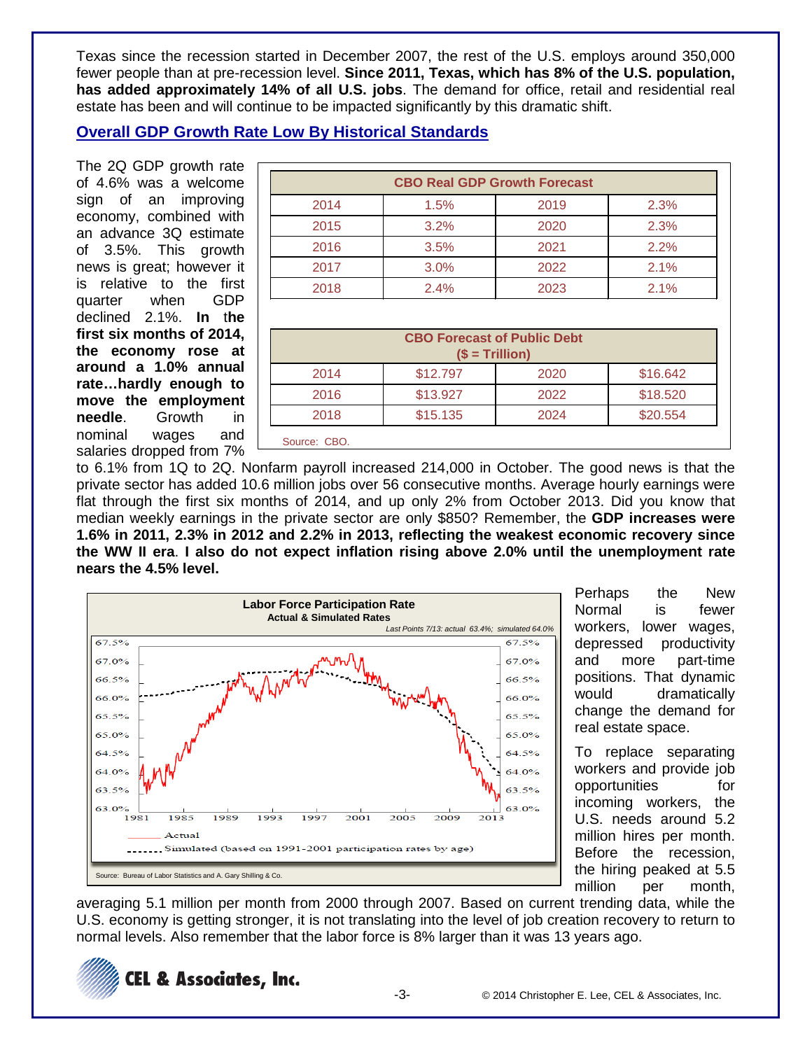Texas since the recession started in December 2007, the rest of the U.S. employs around 350,000 fewer people than at pre-recession level. **Since 2011, Texas, which has 8% of the U.S. population, has added approximately 14% of all U.S. jobs**. The demand for office, retail and residential real estate has been and will continue to be impacted significantly by this dramatic shift.

## Overall GDP Growth Rate Low By Historical Standards

The 2Q GDP growth rate of 4.6% was a welcome sign of an improving economy, combined with an advance 3Q estimate of 3.5%. This growth news is great; however it is relative to the first quarter when GDP declined 2.1%. **In the first six months of 2014, the economy rose at around a 1.0% annual rate…hardly enough to move the employment needle**. Growth in nominal wages and salaries dropped from 7% to 6.1% from 1Q to 2Q. Nonfarm payroll increased 214,000 in October. The good news is that the private sector has added 10.6 million jobs over 56 consecutive months. Average hourly earnings were flat through the first six months of 2014, and up only 2% from October 2013. Did you know that median weekly earnings in the private sector are only $850? Remember, the **GDP increases were 1.6% in 2011, 2.3% in 2012 and 2.2% in 2013, reflecting the weakest economic recovery since the WW II era**. **I also do not expect inflation rising above 2.0% until the unemployment rate nears the 4.5% level.**

| CBO Real GDP Growth Forecast | | | |
|---|---|---|---|
| 2014 | 1.5% | 2019 | 2.3% |
| 2015 | 3.2% | 2020 | 2.3% |
| 2016 | 3.5% | 2021 | 2.2% |
| 2017 | 3.0% | 2022 | 2.1% |
| 2018 | 2.4% | 2023 | 2.1% |

| CBO Forecast of Public Debt ($ = Trillion) | | | |
|---|---|---|---|
| 2014 | $12.797 | 2020 | $16.642 |
| 2016 | $13.927 | 2022 | $18.520 |
| 2018 | $15.135 | 2024 | $20.554 |

Source: CBO.

**Labor Force Participation Rate**
**Actual & Simulated Rates**
*Last Points 7/13: actual 63.4%; simulated 64.0%*

Actual
Simulated (based on 1991-2001 participation rates by age)

Source: Bureau of Labor Statistics and A. Gary Shilling & Co.

Perhaps the New Normal is fewer workers, lower wages, depressed productivity and more part-time positions. That dynamic would dramatically change the demand for real estate space.

To replace separating workers and provide job opportunities for incoming workers, the U.S. needs around 5.2 million hires per month. Before the recession, the hiring peaked at 5.5 million per month, averaging 5.1 million per month from 2000 through 2007. Based on current trending data, while the U.S. economy is getting stronger, it is not translating into the level of job creation recovery to return to normal levels. Also remember that the labor force is 8% larger than it was 13 years ago.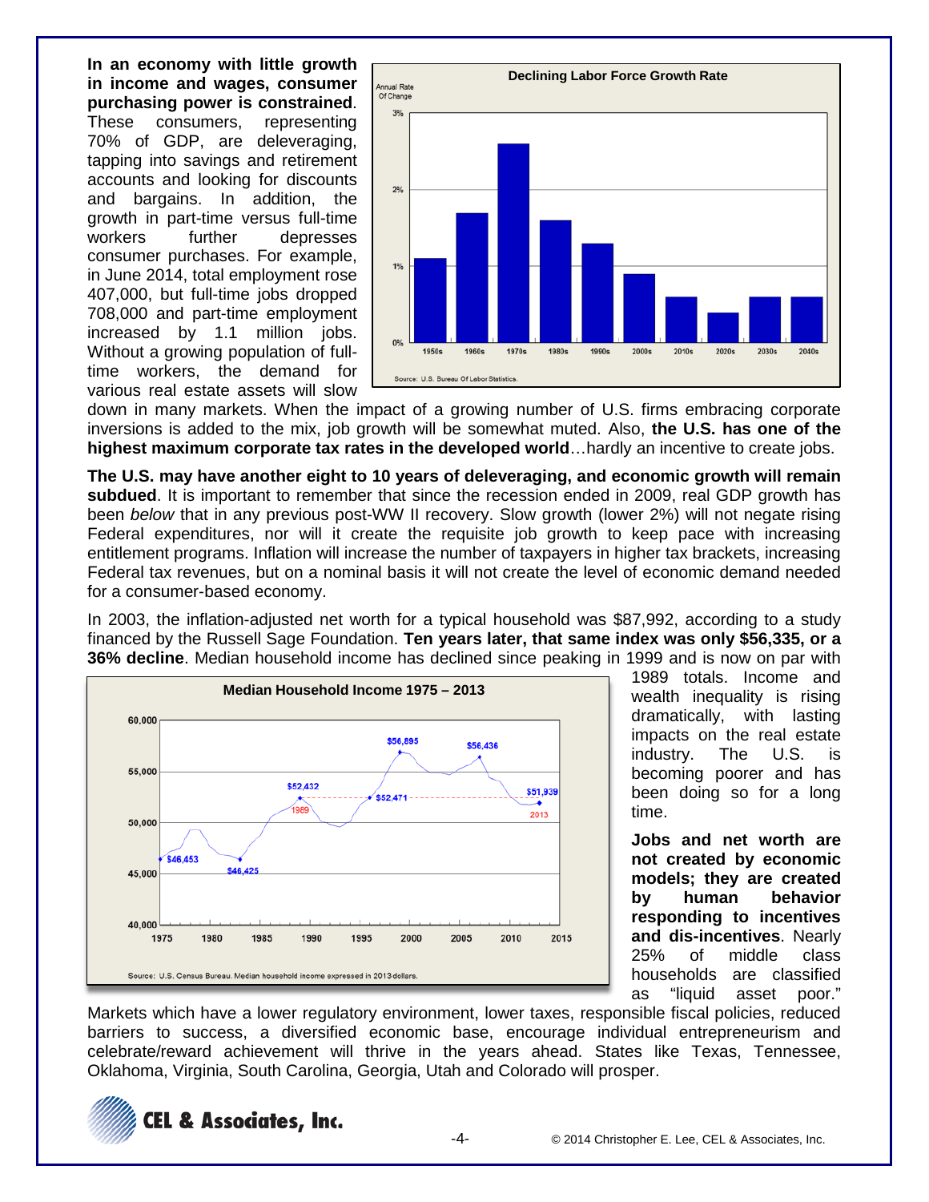**In an economy with little growth in income and wages, consumer purchasing power is constrained**. These consumers, representing 70% of GDP, are deleveraging, tapping into savings and retirement accounts and looking for discounts and bargains. In addition, the growth in part-time versus full-time workers further depresses consumer purchases. For example, in June 2014, total employment rose 407,000, but full-time jobs dropped 708,000 and part-time employment increased by 1.1 million jobs. Without a growing population of full-time workers, the demand for various real estate assets will slow down in many markets. When the impact of a growing number of U.S. firms embracing corporate inversions is added to the mix, job growth will be somewhat muted. Also, **the U.S. has one of the highest maximum corporate tax rates in the developed world**…hardly an incentive to create jobs.

**Declining Labor Force Growth Rate**

Annual Rate Of Change

Source: U.S. Bureau Of Labor Statistics.

**The U.S. may have another eight to 10 years of deleveraging, and economic growth will remain subdued**. It is important to remember that since the recession ended in 2009, real GDP growth has been *below* that in any previous post-WW II recovery. Slow growth (lower 2%) will not negate rising Federal expenditures, nor will it create the requisite job growth to keep pace with increasing entitlement programs. Inflation will increase the number of taxpayers in higher tax brackets, increasing Federal tax revenues, but on a nominal basis it will not create the level of economic demand needed for a consumer-based economy.

In 2003, the inflation-adjusted net worth for a typical household was $87,992, according to a study financed by the Russell Sage Foundation. **Ten years later, that same index was only $56,335, or a 36% decline**. Median household income has declined since peaking in 1999 and is now on par with 1989 totals. Income and wealth inequality is rising dramatically, with lasting impacts on the real estate industry. The U.S. is becoming poorer and has been doing so for a long time.

**Median Household Income 1975 – 2013**

Source: U.S. Census Bureau. Median household income expressed in 2013 dollars.

**Jobs and net worth are not created by economic models; they are created by human behavior responding to incentives and dis-incentives**. Nearly 25% of middle class households are classified as "liquid asset poor." Markets which have a lower regulatory environment, lower taxes, responsible fiscal policies, reduced barriers to success, a diversified economic base, encourage individual entrepreneurism and celebrate/reward achievement will thrive in the years ahead. States like Texas, Tennessee, Oklahoma, Virginia, South Carolina, Georgia, Utah and Colorado will prosper.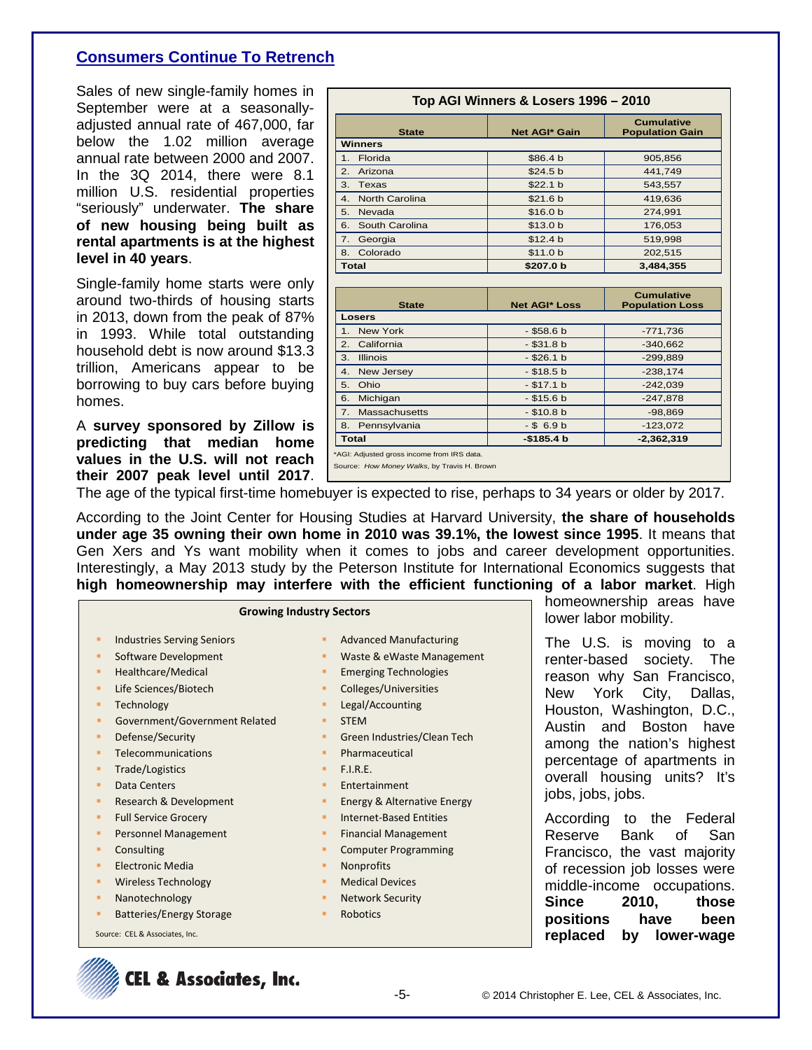## Consumers Continue To Retrench

Sales of new single-family homes in September were at a seasonally-adjusted annual rate of 467,000, far below the 1.02 million average annual rate between 2000 and 2007. In the 3Q 2014, there were 8.1 million U.S. residential properties "seriously" underwater. **The share of new housing being built as rental apartments is at the highest level in 40 years**.

Single-family home starts were only around two-thirds of housing starts in 2013, down from the peak of 87% in 1993. While total outstanding household debt is now around $13.3 trillion, Americans appear to be borrowing to buy cars before buying homes.

A **survey sponsored by Zillow is predicting that median home values in the U.S. will not reach their 2007 peak level until 2017**. The age of the typical first-time homebuyer is expected to rise, perhaps to 34 years or older by 2017.

**Top AGI Winners & Losers 1996 – 2010**

| State | Net AGI* Gain | Cumulative Population Gain |
|---|---|---|
| **Winners** | | |
| 1. Florida | $86.4 b | 905,856 |
| 2. Arizona | $24.5 b | 441,749 |
| 3. Texas | $22.1 b | 543,557 |
| 4. North Carolina | $21.6 b | 419,636 |
| 5. Nevada | $16.0 b | 274,991 |
| 6. South Carolina | $13.0 b | 176,053 |
| 7. Georgia | $12.4 b | 519,998 |
| 8. Colorado | $11.0 b | 202,515 |
| **Total** | **$207.0 b** | **3,484,355** |

| State | Net AGI* Loss | Cumulative Population Loss |
|---|---|---|
| **Losers** | | |
| 1. New York | - $58.6 b | -771,736 |
| 2. California | - $31.8 b | -340,662 |
| 3. Illinois | - $26.1 b | -299,889 |
| 4. New Jersey | - $18.5 b | -238,174 |
| 5. Ohio | - $17.1 b | -242,039 |
| 6. Michigan | - $15.6 b | -247,878 |
| 7. Massachusetts | - $10.8 b | -98,869 |
| 8. Pennsylvania | - $ 6.9 b | -123,072 |
| **Total** | **-$185.4 b** | **-2,362,319** |

*AGI: Adjusted gross income from IRS data.

Source: *How Money Walks*, by Travis H. Brown

According to the Joint Center for Housing Studies at Harvard University, **the share of households under age 35 owning their own home in 2010 was 39.1%, the lowest since 1995**. It means that Gen Xers and Ys want mobility when it comes to jobs and career development opportunities. Interestingly, a May 2013 study by the Peterson Institute for International Economics suggests that **high homeownership may interfere with the efficient functioning of a labor market**. High homeownership areas have lower labor mobility.

**Growing Industry Sectors**

- Industries Serving Seniors
- Software Development
- Healthcare/Medical
- Life Sciences/Biotech
- Technology
- Government/Government Related
- Defense/Security
- Telecommunications
- Trade/Logistics
- Data Centers
- Research & Development
- Full Service Grocery
- Personnel Management
- Consulting
- Electronic Media
- Wireless Technology
- Nanotechnology
- Batteries/Energy Storage
- Advanced Manufacturing
- Waste & eWaste Management
- Emerging Technologies
- Colleges/Universities
- Legal/Accounting
- STEM
- Green Industries/Clean Tech
- Pharmaceutical
- F.I.R.E.
- Entertainment
- Energy & Alternative Energy
- Internet-Based Entities
- Financial Management
- Computer Programming
- Nonprofits
- Medical Devices
- Network Security
- Robotics

Source: CEL & Associates, Inc.

The U.S. is moving to a renter-based society. The reason why San Francisco, New York City, Dallas, Houston, Washington, D.C., Austin and Boston have among the nation's highest percentage of apartments in overall housing units? It's jobs, jobs, jobs.

According to the Federal Reserve Bank of San Francisco, the vast majority of recession job losses were middle-income occupations. **Since 2010, those positions have been replaced by lower-wage**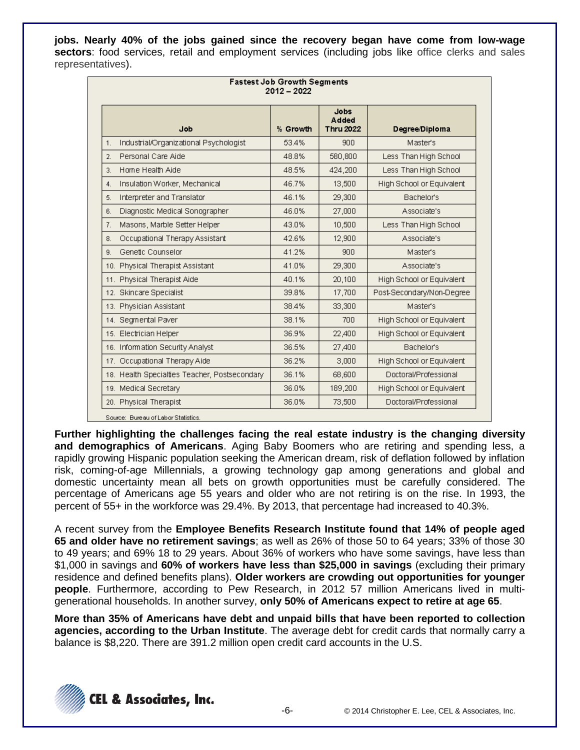**jobs. Nearly 40% of the jobs gained since the recovery began have come from low-wage sectors**: food services, retail and employment services (including jobs like office clerks and sales representatives).

**Fastest Job Growth Segments 2012 – 2022**

| Job | % Growth | Jobs Added Thru 2022 | Degree/Diploma |
|---|---|---|---|
| 1. Industrial/Organizational Psychologist | 53.4% | 900 | Master's |
| 2. Personal Care Aide | 48.8% | 580,800 | Less Than High School |
| 3. Home Health Aide | 48.5% | 424,200 | Less Than High School |
| 4. Insulation Worker, Mechanical | 46.7% | 13,500 | High School or Equivalent |
| 5. Interpreter and Translator | 46.1% | 29,300 | Bachelor's |
| 6. Diagnostic Medical Sonographer | 46.0% | 27,000 | Associate's |
| 7. Masons, Marble Setter Helper | 43.0% | 10,500 | Less Than High School |
| 8. Occupational Therapy Assistant | 42.6% | 12,900 | Associate's |
| 9. Genetic Counselor | 41.2% | 900 | Master's |
| 10. Physical Therapist Assistant | 41.0% | 29,300 | Associate's |
| 11. Physical Therapist Aide | 40.1% | 20,100 | High School or Equivalent |
| 12. Skincare Specialist | 39.8% | 17,700 | Post-Secondary/Non-Degree |
| 13. Physician Assistant | 38.4% | 33,300 | Master's |
| 14. Segmental Paver | 38.1% | 700 | High School or Equivalent |
| 15. Electrician Helper | 36.9% | 22,400 | High School or Equivalent |
| 16. Information Security Analyst | 36.5% | 27,400 | Bachelor's |
| 17. Occupational Therapy Aide | 36.2% | 3,000 | High School or Equivalent |
| 18. Health Specialties Teacher, Postsecondary | 36.1% | 68,600 | Doctoral/Professional |
| 19. Medical Secretary | 36.0% | 189,200 | High School or Equivalent |
| 20. Physical Therapist | 36.0% | 73,500 | Doctoral/Professional |

Source: Bureau of Labor Statistics.

**Further highlighting the challenges facing the real estate industry is the changing diversity and demographics of Americans**. Aging Baby Boomers who are retiring and spending less, a rapidly growing Hispanic population seeking the American dream, risk of deflation followed by inflation risk, coming-of-age Millennials, a growing technology gap among generations and global and domestic uncertainty mean all bets on growth opportunities must be carefully considered. The percentage of Americans age 55 years and older who are not retiring is on the rise. In 1993, the percent of 55+ in the workforce was 29.4%. By 2013, that percentage had increased to 40.3%.

A recent survey from the **Employee Benefits Research Institute found that 14% of people aged 65 and older have no retirement savings**; as well as 26% of those 50 to 64 years; 33% of those 30 to 49 years; and 69% 18 to 29 years. About 36% of workers who have some savings, have less than $1,000 in savings and **60% of workers have less than $25,000 in savings** (excluding their primary residence and defined benefits plans). **Older workers are crowding out opportunities for younger people**. Furthermore, according to Pew Research, in 2012 57 million Americans lived in multi-generational households. In another survey, **only 50% of Americans expect to retire at age 65**.

**More than 35% of Americans have debt and unpaid bills that have been reported to collection agencies, according to the Urban Institute**. The average debt for credit cards that normally carry a balance is $8,220. There are 391.2 million open credit card accounts in the U.S.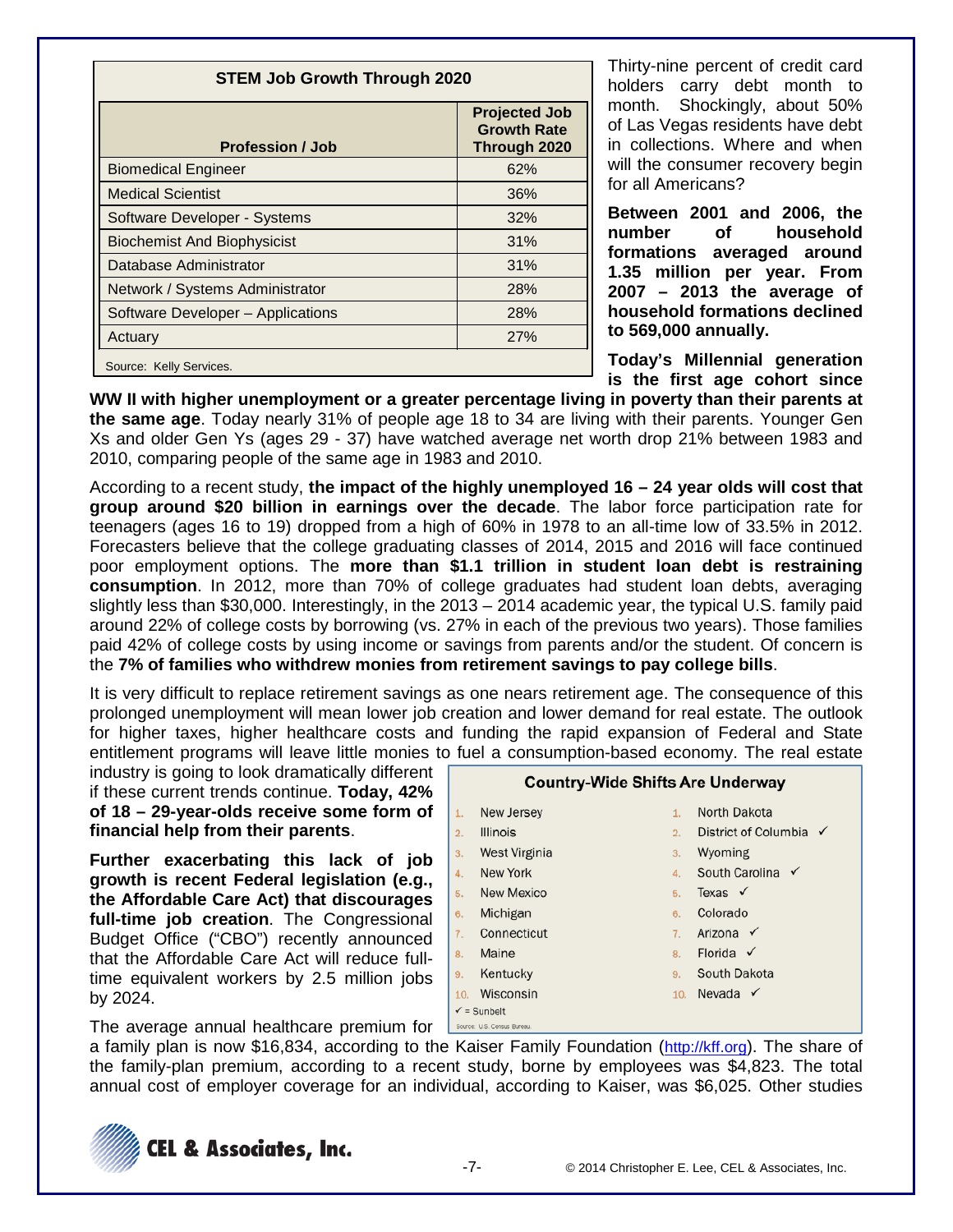**STEM Job Growth Through 2020**

| Profession / Job | Projected Job Growth Rate Through 2020 |
|---|---|
| Biomedical Engineer | 62% |
| Medical Scientist | 36% |
| Software Developer - Systems | 32% |
| Biochemist And Biophysicist | 31% |
| Database Administrator | 31% |
| Network / Systems Administrator | 28% |
| Software Developer – Applications | 28% |
| Actuary | 27% |

Source: Kelly Services.

Thirty-nine percent of credit card holders carry debt month to month. Shockingly, about 50% of Las Vegas residents have debt in collections. Where and when will the consumer recovery begin for all Americans?

**Between 2001 and 2006, the number of household formations averaged around 1.35 million per year. From 2007 – 2013 the average of household formations declined to 569,000 annually.**

**Today's Millennial generation is the first age cohort since WW II with higher unemployment or a greater percentage living in poverty than their parents at the same age**. Today nearly 31% of people age 18 to 34 are living with their parents. Younger Gen Xs and older Gen Ys (ages 29 - 37) have watched average net worth drop 21% between 1983 and 2010, comparing people of the same age in 1983 and 2010.

According to a recent study, **the impact of the highly unemployed 16 – 24 year olds will cost that group around $20 billion in earnings over the decade**. The labor force participation rate for teenagers (ages 16 to 19) dropped from a high of 60% in 1978 to an all-time low of 33.5% in 2012. Forecasters believe that the college graduating classes of 2014, 2015 and 2016 will face continued poor employment options. The **more than $1.1 trillion in student loan debt is restraining consumption**. In 2012, more than 70% of college graduates had student loan debts, averaging slightly less than $30,000. Interestingly, in the 2013 – 2014 academic year, the typical U.S. family paid around 22% of college costs by borrowing (vs. 27% in each of the previous two years). Those families paid 42% of college costs by using income or savings from parents and/or the student. Of concern is the **7% of families who withdrew monies from retirement savings to pay college bills**.

It is very difficult to replace retirement savings as one nears retirement age. The consequence of this prolonged unemployment will mean lower job creation and lower demand for real estate. The outlook for higher taxes, higher healthcare costs and funding the rapid expansion of Federal and State entitlement programs will leave little monies to fuel a consumption-based economy. The real estate industry is going to look dramatically different if these current trends continue. **Today, 42% of 18 – 29-year-olds receive some form of financial help from their parents**.

**Country-Wide Shifts Are Underway**

| | | | |
|---|---|---|---|
| 1. | New Jersey | 1. | North Dakota |
| 2. | Illinois | 2. | District of Columbia ✓ |
| 3. | West Virginia | 3. | Wyoming |
| 4. | New York | 4. | South Carolina ✓ |
| 5. | New Mexico | 5. | Texas ✓ |
| 6. | Michigan | 6. | Colorado |
| 7. | Connecticut | 7. | Arizona ✓ |
| 8. | Maine | 8. | Florida ✓ |
| 9. | Kentucky | 9. | South Dakota |
| 10. | Wisconsin | 10. | Nevada ✓ |

✓ = Sunbelt

Source: U.S. Census Bureau.

**Further exacerbating this lack of job growth is recent Federal legislation (e.g., the Affordable Care Act) that discourages full-time job creation**. The Congressional Budget Office ("CBO") recently announced that the Affordable Care Act will reduce full-time equivalent workers by 2.5 million jobs by 2024.

The average annual healthcare premium for a family plan is now $16,834, according to the Kaiser Family Foundation (http://kff.org). The share of the family-plan premium, according to a recent study, borne by employees was $4,823. The total annual cost of employer coverage for an individual, according to Kaiser, was $6,025. Other studies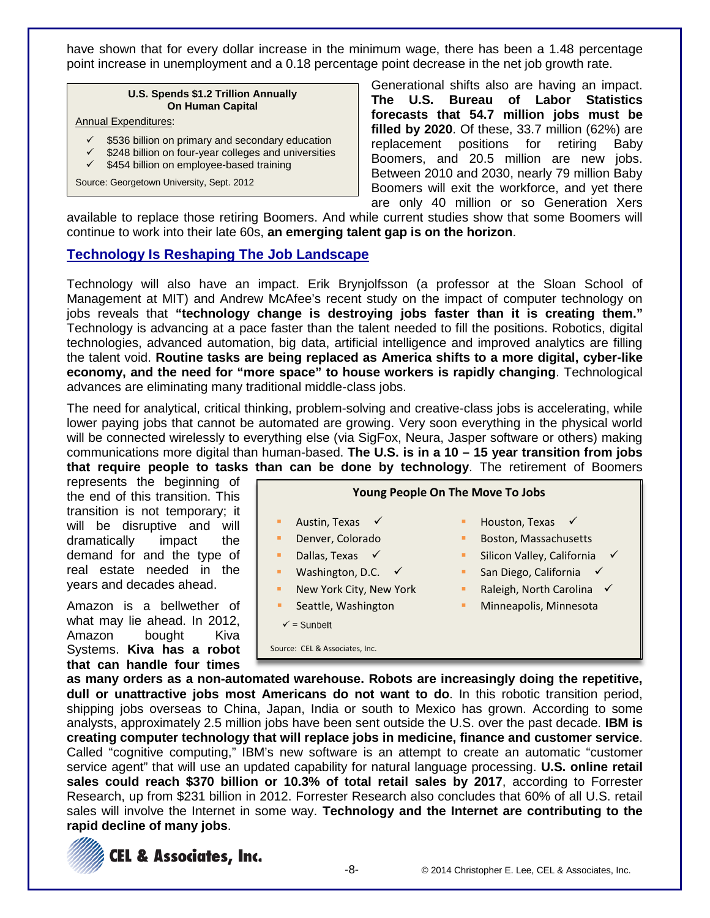have shown that for every dollar increase in the minimum wage, there has been a 1.48 percentage point increase in unemployment and a 0.18 percentage point decrease in the net job growth rate.

**U.S. Spends $1.2 Trillion Annually On Human Capital**

Annual Expenditures:

- ✓ $536 billion on primary and secondary education
- ✓ $248 billion on four-year colleges and universities
- ✓ $454 billion on employee-based training

Source: Georgetown University, Sept. 2012

Generational shifts also are having an impact. **The U.S. Bureau of Labor Statistics forecasts that 54.7 million jobs must be filled by 2020**. Of these, 33.7 million (62%) are replacement positions for retiring Baby Boomers, and 20.5 million are new jobs. Between 2010 and 2030, nearly 79 million Baby Boomers will exit the workforce, and yet there are only 40 million or so Generation Xers available to replace those retiring Boomers. And while current studies show that some Boomers will continue to work into their late 60s, **an emerging talent gap is on the horizon**.

## Technology Is Reshaping The Job Landscape

Technology will also have an impact. Erik Brynjolfsson (a professor at the Sloan School of Management at MIT) and Andrew McAfee's recent study on the impact of computer technology on jobs reveals that **"technology change is destroying jobs faster than it is creating them."** Technology is advancing at a pace faster than the talent needed to fill the positions. Robotics, digital technologies, advanced automation, big data, artificial intelligence and improved analytics are filling the talent void. **Routine tasks are being replaced as America shifts to a more digital, cyber-like economy, and the need for "more space" to house workers is rapidly changing**. Technological advances are eliminating many traditional middle-class jobs.

The need for analytical, critical thinking, problem-solving and creative-class jobs is accelerating, while lower paying jobs that cannot be automated are growing. Very soon everything in the physical world will be connected wirelessly to everything else (via SigFox, Neura, Jasper software or others) making communications more digital than human-based. **The U.S. is in a 10 – 15 year transition from jobs that require people to tasks than can be done by technology**. The retirement of Boomers represents the beginning of the end of this transition. This transition is not temporary; it will be disruptive and will dramatically impact the demand for and the type of real estate needed in the years and decades ahead.

**Young People On The Move To Jobs**

- Austin, Texas ✓
- Denver, Colorado
- Dallas, Texas ✓
- Washington, D.C. ✓
- New York City, New York
- Seattle, Washington
- Houston, Texas ✓
- Boston, Massachusetts
- Silicon Valley, California ✓
- San Diego, California ✓
- Raleigh, North Carolina ✓
- Minneapolis, Minnesota

✓ = Sunbelt

Source: CEL & Associates, Inc.

Amazon is a bellwether of what may lie ahead. In 2012, Amazon bought Kiva Systems. **Kiva has a robot that can handle four times as many orders as a non-automated warehouse. Robots are increasingly doing the repetitive, dull or unattractive jobs most Americans do not want to do**. In this robotic transition period, shipping jobs overseas to China, Japan, India or south to Mexico has grown. According to some analysts, approximately 2.5 million jobs have been sent outside the U.S. over the past decade. **IBM is creating computer technology that will replace jobs in medicine, finance and customer service**. Called "cognitive computing," IBM's new software is an attempt to create an automatic "customer service agent" that will use an updated capability for natural language processing. **U.S. online retail sales could reach $370 billion or 10.3% of total retail sales by 2017**, according to Forrester Research, up from $231 billion in 2012. Forrester Research also concludes that 60% of all U.S. retail sales will involve the Internet in some way. **Technology and the Internet are contributing to the rapid decline of many jobs**.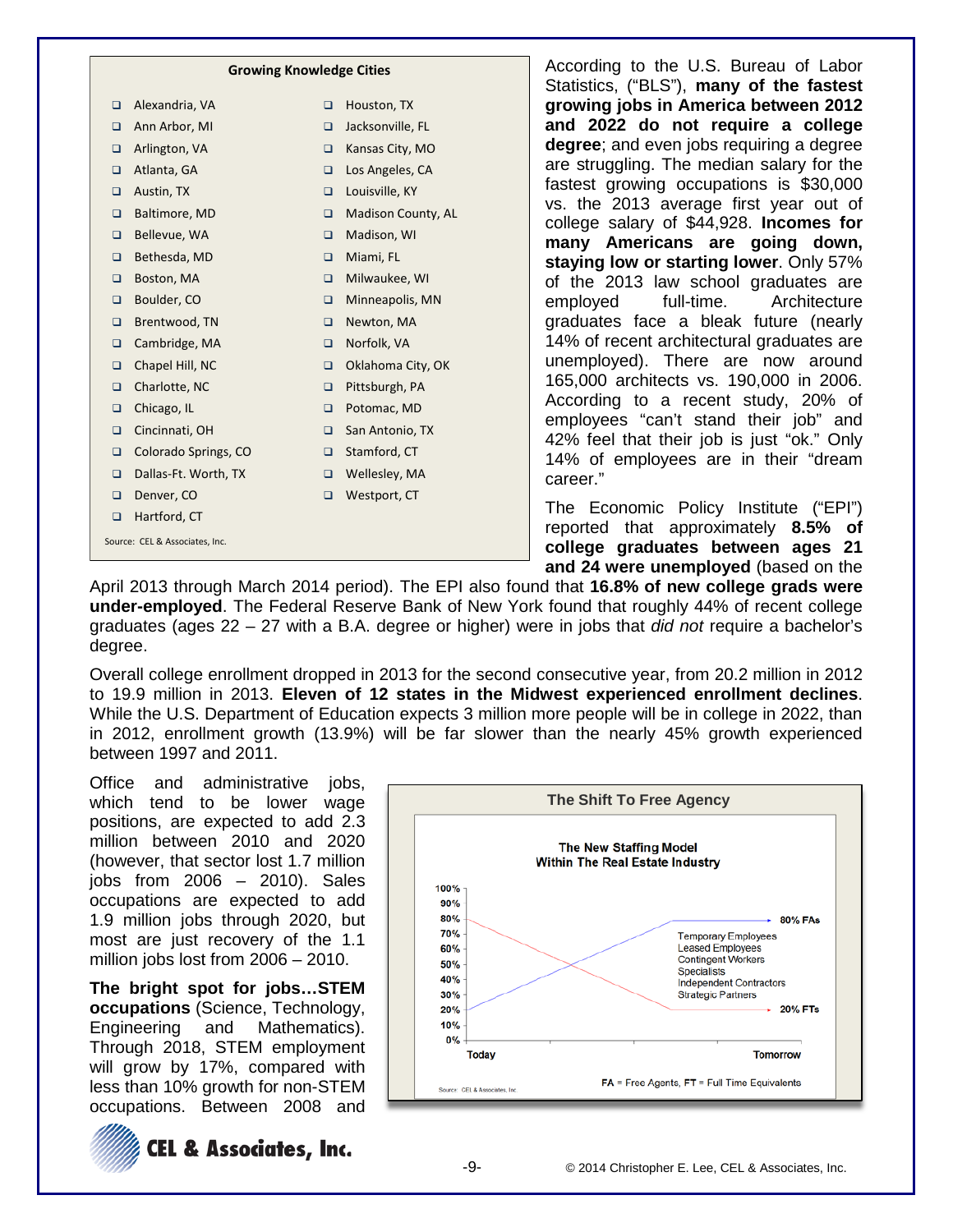**Growing Knowledge Cities**

- Alexandria, VA
- Ann Arbor, MI
- Arlington, VA
- Atlanta, GA
- Austin, TX
- Baltimore, MD
- Bellevue, WA
- Bethesda, MD
- Boston, MA
- Boulder, CO
- Brentwood, TN
- Cambridge, MA
- Chapel Hill, NC
- Charlotte, NC
- Chicago, IL
- Cincinnati, OH
- Colorado Springs, CO
- Dallas-Ft. Worth, TX
- Denver, CO
- Hartford, CT
- Houston, TX
- Jacksonville, FL
- Kansas City, MO
- Los Angeles, CA
- Louisville, KY
- Madison County, AL
- Madison, WI
- Miami, FL
- Milwaukee, WI
- Minneapolis, MN
- Newton, MA
- Norfolk, VA
- Oklahoma City, OK
- Pittsburgh, PA
- Potomac, MD
- San Antonio, TX
- Stamford, CT
- Wellesley, MA
- Westport, CT

Source: CEL & Associates, Inc.

According to the U.S. Bureau of Labor Statistics, ("BLS"), **many of the fastest growing jobs in America between 2012 and 2022 do not require a college degree**; and even jobs requiring a degree are struggling. The median salary for the fastest growing occupations is $30,000 vs. the 2013 average first year out of college salary of $44,928. **Incomes for many Americans are going down, staying low or starting lower**. Only 57% of the 2013 law school graduates are employed full-time. Architecture graduates face a bleak future (nearly 14% of recent architectural graduates are unemployed). There are now around 165,000 architects vs. 190,000 in 2006. According to a recent study, 20% of employees "can't stand their job" and 42% feel that their job is just "ok." Only 14% of employees are in their "dream career."

The Economic Policy Institute ("EPI") reported that approximately **8.5% of college graduates between ages 21 and 24 were unemployed** (based on the April 2013 through March 2014 period). The EPI also found that **16.8% of new college grads were under-employed**. The Federal Reserve Bank of New York found that roughly 44% of recent college graduates (ages 22 – 27 with a B.A. degree or higher) were in jobs that *did not* require a bachelor's degree.

Overall college enrollment dropped in 2013 for the second consecutive year, from 20.2 million in 2012 to 19.9 million in 2013. **Eleven of 12 states in the Midwest experienced enrollment declines**. While the U.S. Department of Education expects 3 million more people will be in college in 2022, than in 2012, enrollment growth (13.9%) will be far slower than the nearly 45% growth experienced between 1997 and 2011.

Office and administrative jobs, which tend to be lower wage positions, are expected to add 2.3 million between 2010 and 2020 (however, that sector lost 1.7 million jobs from 2006 – 2010). Sales occupations are expected to add 1.9 million jobs through 2020, but most are just recovery of the 1.1 million jobs lost from 2006 – 2010.

**The bright spot for jobs…STEM occupations** (Science, Technology, Engineering and Mathematics). Through 2018, STEM employment will grow by 17%, compared with less than 10% growth for non-STEM occupations. Between 2008 and

**The Shift To Free Agency**

**The New Staffing Model Within The Real Estate Industry**

Chart (Today → Tomorrow): 80% FAs; 20% FTs. Temporary Employees, Leased Employees, Contingent Workers, Specialists, Independent Contractors, Strategic Partners.

FA = Free Agents, FT = Full Time Equivalents

Source: CEL & Associates, Inc.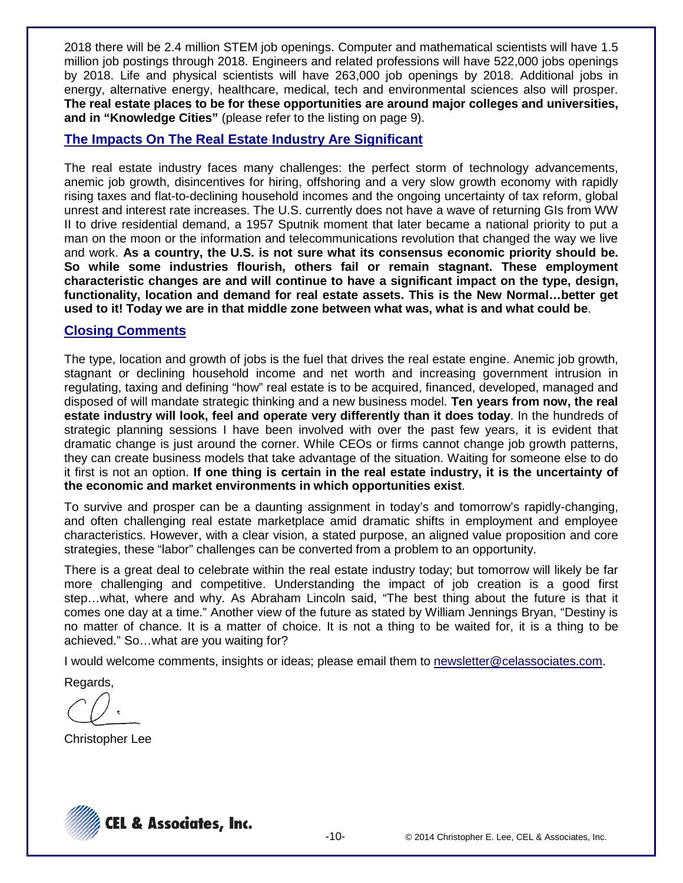2018 there will be 2.4 million STEM job openings. Computer and mathematical scientists will have 1.5 million job postings through 2018. Engineers and related professions will have 522,000 jobs openings by 2018. Life and physical scientists will have 263,000 job openings by 2018. Additional jobs in energy, alternative energy, healthcare, medical, tech and environmental sciences also will prosper. **The real estate places to be for these opportunities are around major colleges and universities, and in "Knowledge Cities"** (please refer to the listing on page 9).

## The Impacts On The Real Estate Industry Are Significant

The real estate industry faces many challenges: the perfect storm of technology advancements, anemic job growth, disincentives for hiring, offshoring and a very slow growth economy with rapidly rising taxes and flat-to-declining household incomes and the ongoing uncertainty of tax reform, global unrest and interest rate increases. The U.S. currently does not have a wave of returning GIs from WW II to drive residential demand, a 1957 Sputnik moment that later became a national priority to put a man on the moon or the information and telecommunications revolution that changed the way we live and work. **As a country, the U.S. is not sure what its consensus economic priority should be. So while some industries flourish, others fail or remain stagnant. These employment characteristic changes are and will continue to have a significant impact on the type, design, functionality, location and demand for real estate assets. This is the New Normal…better get used to it! Today we are in that middle zone between what was, what is and what could be**.

## Closing Comments

The type, location and growth of jobs is the fuel that drives the real estate engine. Anemic job growth, stagnant or declining household income and net worth and increasing government intrusion in regulating, taxing and defining "how" real estate is to be acquired, financed, developed, managed and disposed of will mandate strategic thinking and a new business model. **Ten years from now, the real estate industry will look, feel and operate very differently than it does today**. In the hundreds of strategic planning sessions I have been involved with over the past few years, it is evident that dramatic change is just around the corner. While CEOs or firms cannot change job growth patterns, they can create business models that take advantage of the situation. Waiting for someone else to do it first is not an option. **If one thing is certain in the real estate industry, it is the uncertainty of the economic and market environments in which opportunities exist**.

To survive and prosper can be a daunting assignment in today's and tomorrow's rapidly-changing, and often challenging real estate marketplace amid dramatic shifts in employment and employee characteristics. However, with a clear vision, a stated purpose, an aligned value proposition and core strategies, these "labor" challenges can be converted from a problem to an opportunity.

There is a great deal to celebrate within the real estate industry today; but tomorrow will likely be far more challenging and competitive. Understanding the impact of job creation is a good first step…what, where and why. As Abraham Lincoln said, "The best thing about the future is that it comes one day at a time." Another view of the future as stated by William Jennings Bryan, "Destiny is no matter of chance. It is a matter of choice. It is not a thing to be waited for, it is a thing to be achieved." So…what are you waiting for?

I would welcome comments, insights or ideas; please email them to newsletter@celassociates.com.

Regards,

Christopher Lee

CEL & Associates, Inc.

© 2014 Christopher E. Lee, CEL & Associates, Inc.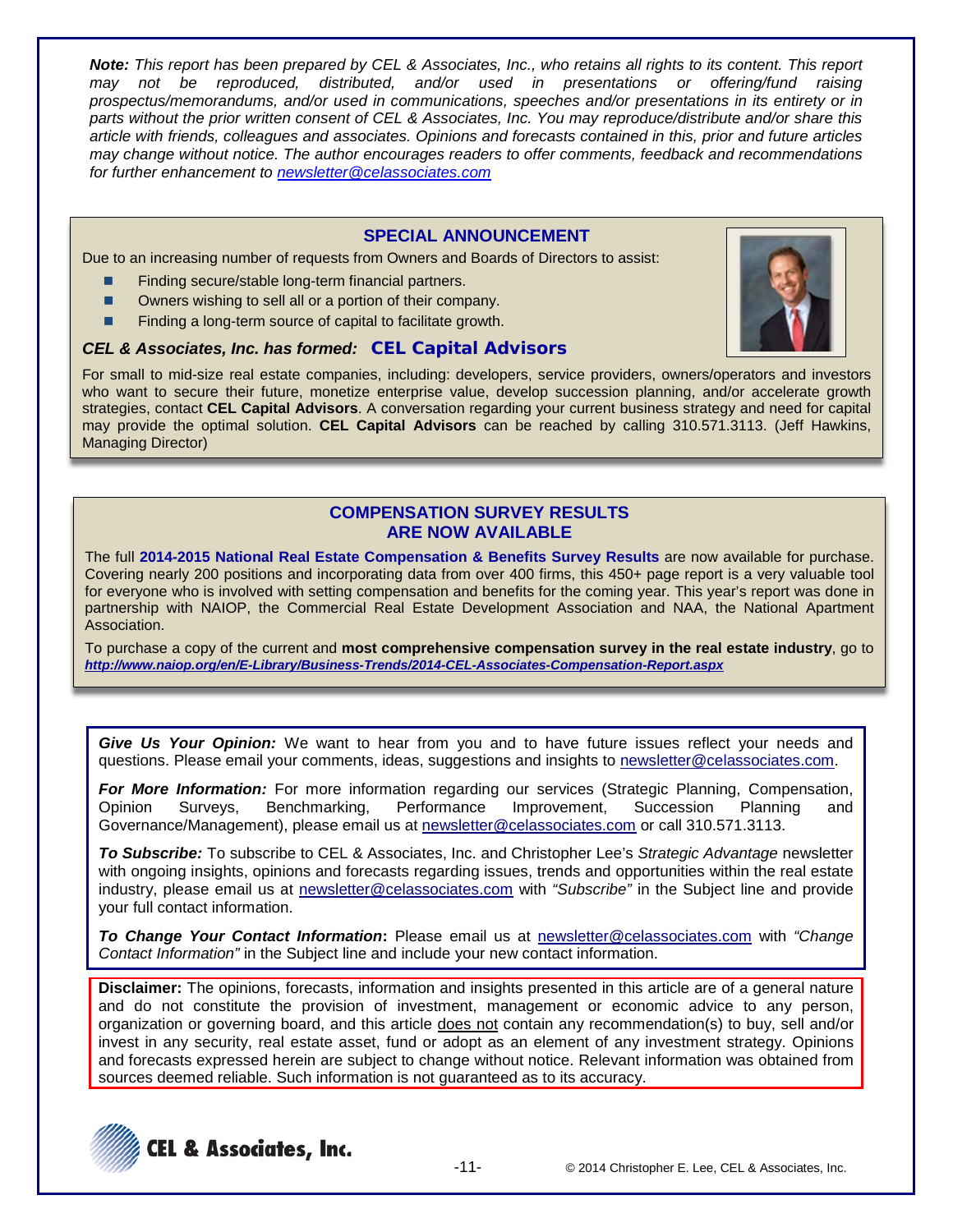***Note:*** *This report has been prepared by CEL & Associates, Inc., who retains all rights to its content. This report may not be reproduced, distributed, and/or used in presentations or offering/fund raising prospectus/memorandums, and/or used in communications, speeches and/or presentations in its entirety or in parts without the prior written consent of CEL & Associates, Inc. You may reproduce/distribute and/or share this article with friends, colleagues and associates. Opinions and forecasts contained in this, prior and future articles may change without notice. The author encourages readers to offer comments, feedback and recommendations for further enhancement to newsletter@celassociates.com*

## SPECIAL ANNOUNCEMENT

Due to an increasing number of requests from Owners and Boards of Directors to assist:

- Finding secure/stable long-term financial partners.
- Owners wishing to sell all or a portion of their company.
- Finding a long-term source of capital to facilitate growth.

***CEL & Associates, Inc. has formed:*** **CEL Capital Advisors**

For small to mid-size real estate companies, including: developers, service providers, owners/operators and investors who want to secure their future, monetize enterprise value, develop succession planning, and/or accelerate growth strategies, contact **CEL Capital Advisors**. A conversation regarding your current business strategy and need for capital may provide the optimal solution. **CEL Capital Advisors** can be reached by calling 310.571.3113. (Jeff Hawkins, Managing Director)

## COMPENSATION SURVEY RESULTS ARE NOW AVAILABLE

The full **2014-2015 National Real Estate Compensation & Benefits Survey Results** are now available for purchase. Covering nearly 200 positions and incorporating data from over 400 firms, this 450+ page report is a very valuable tool for everyone who is involved with setting compensation and benefits for the coming year. This year's report was done in partnership with NAIOP, the Commercial Real Estate Development Association and NAA, the National Apartment Association.

To purchase a copy of the current and **most comprehensive compensation survey in the real estate industry**, go to ***http://www.naiop.org/en/E-Library/Business-Trends/2014-CEL-Associates-Compensation-Report.aspx***

***Give Us Your Opinion:*** We want to hear from you and to have future issues reflect your needs and questions. Please email your comments, ideas, suggestions and insights to newsletter@celassociates.com.

***For More Information:*** For more information regarding our services (Strategic Planning, Compensation, Opinion Surveys, Benchmarking, Performance Improvement, Succession Planning and Governance/Management), please email us at newsletter@celassociates.com or call 310.571.3113.

***To Subscribe:*** To subscribe to CEL & Associates, Inc. and Christopher Lee's *Strategic Advantage* newsletter with ongoing insights, opinions and forecasts regarding issues, trends and opportunities within the real estate industry, please email us at newsletter@celassociates.com with *"Subscribe"* in the Subject line and provide your full contact information.

***To Change Your Contact Information*:** Please email us at newsletter@celassociates.com with *"Change Contact Information"* in the Subject line and include your new contact information.

**Disclaimer:** The opinions, forecasts, information and insights presented in this article are of a general nature and do not constitute the provision of investment, management or economic advice to any person, organization or governing board, and this article does not contain any recommendation(s) to buy, sell and/or invest in any security, real estate asset, fund or adopt as an element of any investment strategy. Opinions and forecasts expressed herein are subject to change without notice. Relevant information was obtained from sources deemed reliable. Such information is not guaranteed as to its accuracy.

CEL & Associates, Inc.

© 2014 Christopher E. Lee, CEL & Associates, Inc.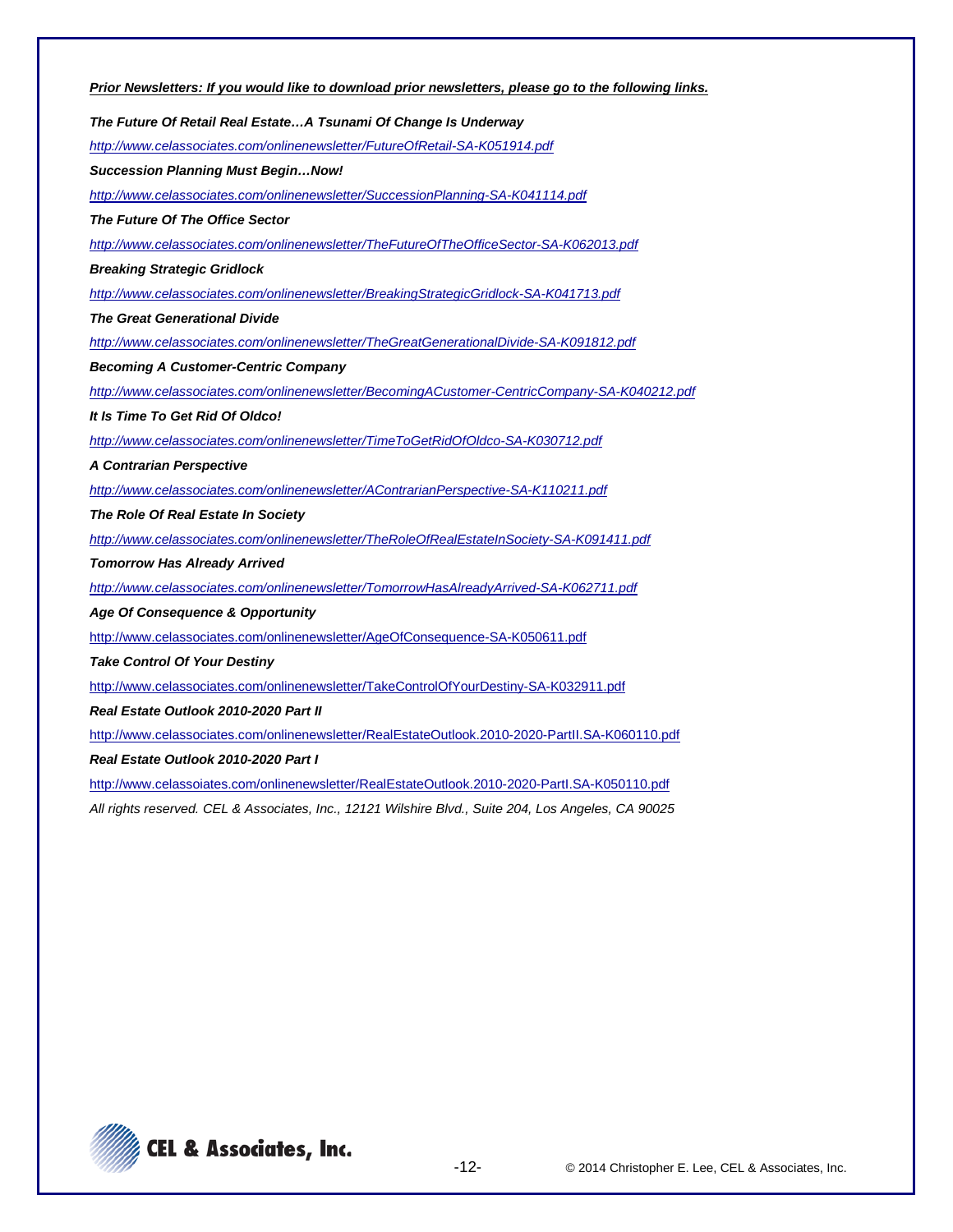***Prior Newsletters: If you would like to download prior newsletters, please go to the following links.***

***The Future Of Retail Real Estate…A Tsunami Of Change Is Underway***

*http://www.celassociates.com/onlinenewsletter/FutureOfRetail-SA-K051914.pdf*

***Succession Planning Must Begin…Now!***

*http://www.celassociates.com/onlinenewsletter/SuccessionPlanning-SA-K041114.pdf*

***The Future Of The Office Sector***

*http://www.celassociates.com/onlinenewsletter/TheFutureOfTheOfficeSector-SA-K062013.pdf*

***Breaking Strategic Gridlock***

*http://www.celassociates.com/onlinenewsletter/BreakingStrategicGridlock-SA-K041713.pdf*

***The Great Generational Divide***

*http://www.celassociates.com/onlinenewsletter/TheGreatGenerationalDivide-SA-K091812.pdf*

***Becoming A Customer-Centric Company***

*http://www.celassociates.com/onlinenewsletter/BecomingACustomer-CentricCompany-SA-K040212.pdf*

***It Is Time To Get Rid Of Oldco!***

*http://www.celassociates.com/onlinenewsletter/TimeToGetRidOfOldco-SA-K030712.pdf*

***A Contrarian Perspective***

*http://www.celassociates.com/onlinenewsletter/AContrarianPerspective-SA-K110211.pdf*

***The Role Of Real Estate In Society***

*http://www.celassociates.com/onlinenewsletter/TheRoleOfRealEstateInSociety-SA-K091411.pdf*

***Tomorrow Has Already Arrived***

*http://www.celassociates.com/onlinenewsletter/TomorrowHasAlreadyArrived-SA-K062711.pdf*

***Age Of Consequence & Opportunity***

http://www.celassociates.com/onlinenewsletter/AgeOfConsequence-SA-K050611.pdf

***Take Control Of Your Destiny***

http://www.celassociates.com/onlinenewsletter/TakeControlOfYourDestiny-SA-K032911.pdf

***Real Estate Outlook 2010-2020 Part II***

http://www.celassociates.com/onlinenewsletter/RealEstateOutlook.2010-2020-PartII.SA-K060110.pdf

***Real Estate Outlook 2010-2020 Part I***

http://www.celassoiates.com/onlinenewsletter/RealEstateOutlook.2010-2020-PartI.SA-K050110.pdf

*All rights reserved. CEL & Associates, Inc., 12121 Wilshire Blvd., Suite 204, Los Angeles, CA 90025*

**CEL & Associates, Inc.**

© 2014 Christopher E. Lee, CEL & Associates, Inc.